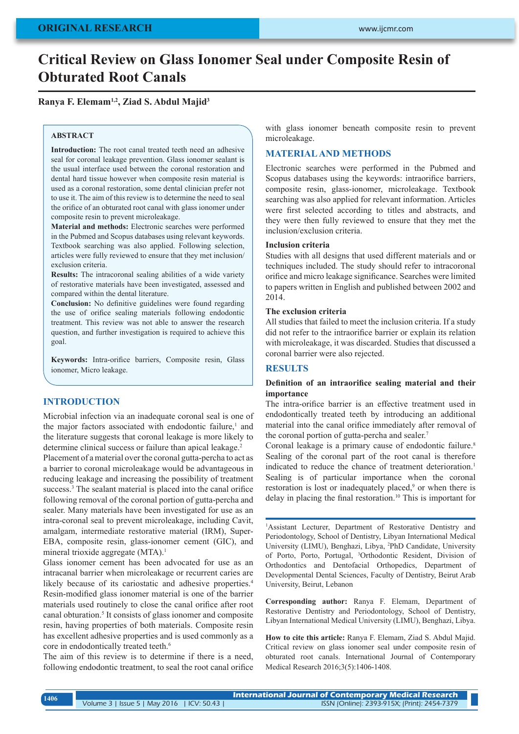# Critical Review on Glass Ionomer Seal under Composite Resin of Obturated Root Canals

**Ranya F. Elemam[1,2], Ziad S. Abdul Majid[3]**

## ABSTRACT

**Introduction:** The root canal treated teeth need an adhesive seal for coronal leakage prevention. Glass ionomer sealant is the usual interface used between the coronal restoration and dental hard tissue however when composite resin material is used as a coronal restoration, some dental clinician prefer not to use it. The aim of this review is to determine the need to seal the orifice of an obturated root canal with glass ionomer under composite resin to prevent microleakage.

**Material and methods:** Electronic searches were performed in the Pubmed and Scopus databases using relevant keywords. Textbook searching was also applied. Following selection, articles were fully reviewed to ensure that they met inclusion/exclusion criteria.

**Results:** The intracoronal sealing abilities of a wide variety of restorative materials have been investigated, assessed and compared within the dental literature.

**Conclusion:** No definitive guidelines were found regarding the use of orifice sealing materials following endodontic treatment. This review was not able to answer the research question, and further investigation is required to achieve this goal.

**Keywords:** Intra-orifice barriers, Composite resin, Glass ionomer, Micro leakage.

## INTRODUCTION

Microbial infection via an inadequate coronal seal is one of the major factors associated with endodontic failure,[1] and the literature suggests that coronal leakage is more likely to determine clinical success or failure than apical leakage.[2]

Placement of a material over the coronal gutta-percha to act as a barrier to coronal microleakage would be advantageous in reducing leakage and increasing the possibility of treatment success.[3] The sealant material is placed into the canal orifice following removal of the coronal portion of gutta-percha and sealer. Many materials have been investigated for use as an intra-coronal seal to prevent microleakage, including Cavit, amalgam, intermediate restorative material (IRM), Super-EBA, composite resin, glass-ionomer cement (GIC), and mineral trioxide aggregate (MTA).[1]

Glass ionomer cement has been advocated for use as an intracanal barrier when microleakage or recurrent caries are likely because of its cariostatic and adhesive properties.[4] Resin-modified glass ionomer material is one of the barrier materials used routinely to close the canal orifice after root canal obturation.[5] It consists of glass ionomer and composite resin, having properties of both materials. Composite resin has excellent adhesive properties and is used commonly as a core in endodontically treated teeth.[6]

The aim of this review is to determine if there is a need, following endodontic treatment, to seal the root canal orifice with glass ionomer beneath composite resin to prevent microleakage.

## MATERIAL AND METHODS

Electronic searches were performed in the Pubmed and Scopus databases using the keywords: intraorifice barriers, composite resin, glass-ionomer, microleakage. Textbook searching was also applied for relevant information. Articles were first selected according to titles and abstracts, and they were then fully reviewed to ensure that they met the inclusion/exclusion criteria.

### Inclusion criteria

Studies with all designs that used different materials and or techniques included. The study should refer to intracoronal orifice and micro leakage significance. Searches were limited to papers written in English and published between 2002 and 2014.

### The exclusion criteria

All studies that failed to meet the inclusion criteria. If a study did not refer to the intraorifice barrier or explain its relation with microleakage, it was discarded. Studies that discussed a coronal barrier were also rejected.

## RESULTS

### Definition of an intraorifice sealing material and their importance

The intra-orifice barrier is an effective treatment used in endodontically treated teeth by introducing an additional material into the canal orifice immediately after removal of the coronal portion of gutta-percha and sealer.[7]

Coronal leakage is a primary cause of endodontic failure.[8] Sealing of the coronal part of the root canal is therefore indicated to reduce the chance of treatment deterioration.[1] Sealing is of particular importance when the coronal restoration is lost or inadequately placed,[9] or when there is delay in placing the final restoration.[10] This is important for

---

[1]Assistant Lecturer, Department of Restorative Dentistry and Periodontology, School of Dentistry, Libyan International Medical University (LIMU), Benghazi, Libya, [2]PhD Candidate, University of Porto, Porto, Portugal, [3]Orthodontic Resident, Division of Orthodontics and Dentofacial Orthopedics, Department of Developmental Dental Sciences, Faculty of Dentistry, Beirut Arab University, Beirut, Lebanon

**Corresponding author:** Ranya F. Elemam, Department of Restorative Dentistry and Periodontology, School of Dentistry, Libyan International Medical University (LIMU), Benghazi, Libya.

**How to cite this article:** Ranya F. Elemam, Ziad S. Abdul Majid. Critical review on glass ionomer seal under composite resin of obturated root canals. International Journal of Contemporary Medical Research 2016;3(5):1406-1408.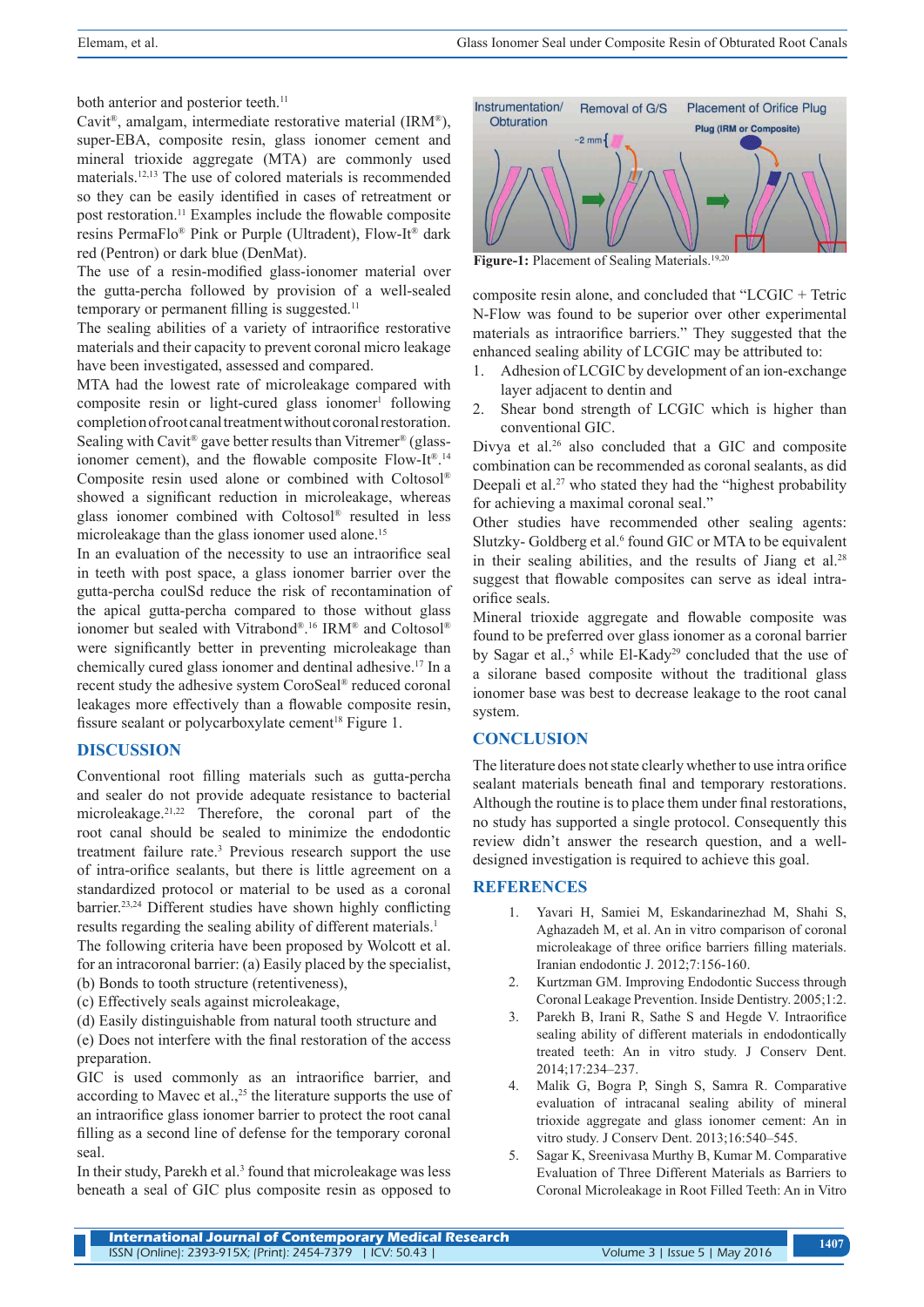both anterior and posterior teeth.[11]

Cavit®, amalgam, intermediate restorative material (IRM®), super-EBA, composite resin, glass ionomer cement and mineral trioxide aggregate (MTA) are commonly used materials.[12,13] The use of colored materials is recommended so they can be easily identified in cases of retreatment or post restoration.[11] Examples include the flowable composite resins PermaFlo® Pink or Purple (Ultradent), Flow-It® dark red (Pentron) or dark blue (DenMat).

The use of a resin-modified glass-ionomer material over the gutta-percha followed by provision of a well-sealed temporary or permanent filling is suggested.[11]

The sealing abilities of a variety of intraorifice restorative materials and their capacity to prevent coronal micro leakage have been investigated, assessed and compared.

MTA had the lowest rate of microleakage compared with composite resin or light-cured glass ionomer[1] following completion of root canal treatment without coronal restoration. Sealing with Cavit® gave better results than Vitremer® (glass-ionomer cement), and the flowable composite Flow-It®.[14] Composite resin used alone or combined with Coltosol® showed a significant reduction in microleakage, whereas glass ionomer combined with Coltosol® resulted in less microleakage than the glass ionomer used alone.[15]

In an evaluation of the necessity to use an intraorifice seal in teeth with post space, a glass ionomer barrier over the gutta-percha coulSd reduce the risk of recontamination of the apical gutta-percha compared to those without glass ionomer but sealed with Vitrabond®.[16] IRM® and Coltosol® were significantly better in preventing microleakage than chemically cured glass ionomer and dentinal adhesive.[17] In a recent study the adhesive system CoroSeal® reduced coronal leakages more effectively than a flowable composite resin, fissure sealant or polycarboxylate cement[18] Figure 1.

Figure-1: Placement of Sealing Materials.[19,20]

## DISCUSSION

Conventional root filling materials such as gutta-percha and sealer do not provide adequate resistance to bacterial microleakage.[21,22] Therefore, the coronal part of the root canal should be sealed to minimize the endodontic treatment failure rate.[3] Previous research support the use of intra-orifice sealants, but there is little agreement on a standardized protocol or material to be used as a coronal barrier.[23,24] Different studies have shown highly conflicting results regarding the sealing ability of different materials.[1]

The following criteria have been proposed by Wolcott et al. for an intracoronal barrier: (a) Easily placed by the specialist, (b) Bonds to tooth structure (retentiveness), (c) Effectively seals against microleakage, (d) Easily distinguishable from natural tooth structure and (e) Does not interfere with the final restoration of the access preparation.

GIC is used commonly as an intraorifice barrier, and according to Mavec et al.,[25] the literature supports the use of an intraorifice glass ionomer barrier to protect the root canal filling as a second line of defense for the temporary coronal seal.

In their study, Parekh et al.[3] found that microleakage was less beneath a seal of GIC plus composite resin as opposed to composite resin alone, and concluded that "LCGIC + Tetric N-Flow was found to be superior over other experimental materials as intraorifice barriers." They suggested that the enhanced sealing ability of LCGIC may be attributed to:

1. Adhesion of LCGIC by development of an ion-exchange layer adjacent to dentin and
2. Shear bond strength of LCGIC which is higher than conventional GIC.

Divya et al.[26] also concluded that a GIC and composite combination can be recommended as coronal sealants, as did Deepali et al.[27] who stated they had the "highest probability for achieving a maximal coronal seal."

Other studies have recommended other sealing agents: Slutzky- Goldberg et al.[6] found GIC or MTA to be equivalent in their sealing abilities, and the results of Jiang et al.[28] suggest that flowable composites can serve as ideal intra-orifice seals.

Mineral trioxide aggregate and flowable composite was found to be preferred over glass ionomer as a coronal barrier by Sagar et al.,[5] while El-Kady[29] concluded that the use of a silorane based composite without the traditional glass ionomer base was best to decrease leakage to the root canal system.

## CONCLUSION

The literature does not state clearly whether to use intra orifice sealant materials beneath final and temporary restorations. Although the routine is to place them under final restorations, no study has supported a single protocol. Consequently this review didn't answer the research question, and a well-designed investigation is required to achieve this goal.

## REFERENCES

1. Yavari H, Samiei M, Eskandarinezhad M, Shahi S, Aghazadeh M, et al. An in vitro comparison of coronal microleakage of three orifice barriers filling materials. Iranian endodontic J. 2012;7:156-160.
2. Kurtzman GM. Improving Endodontic Success through Coronal Leakage Prevention. Inside Dentistry. 2005;1:2.
3. Parekh B, Irani R, Sathe S and Hegde V. Intraorifice sealing ability of different materials in endodontically treated teeth: An in vitro study. J Conserv Dent. 2014;17:234–237.
4. Malik G, Bogra P, Singh S, Samra R. Comparative evaluation of intracanal sealing ability of mineral trioxide aggregate and glass ionomer cement: An in vitro study. J Conserv Dent. 2013;16:540–545.
5. Sagar K, Sreenivasa Murthy B, Kumar M. Comparative Evaluation of Three Different Materials as Barriers to Coronal Microleakage in Root Filled Teeth: An in Vitro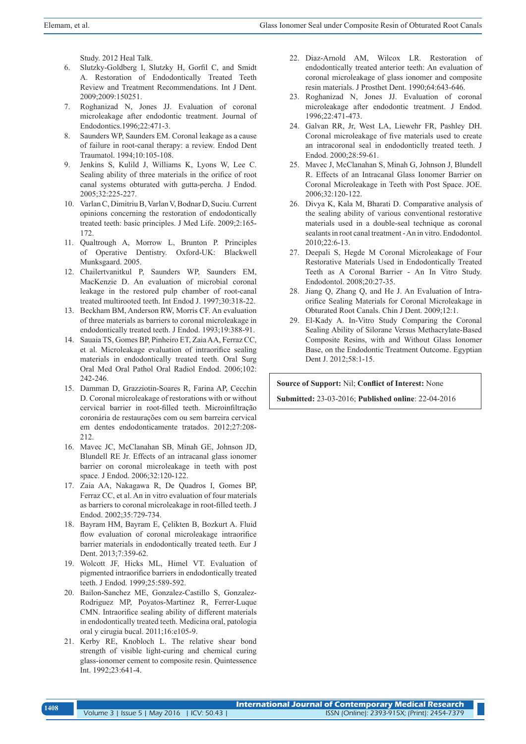Study. 2012 Heal Talk.

6. Slutzky-Goldberg I, Slutzky H, Gorfil C, and Smidt A. Restoration of Endodontically Treated Teeth Review and Treatment Recommendations. Int J Dent. 2009;2009:150251.
7. Roghanizad N, Jones JJ. Evaluation of coronal microleakage after endodontic treatment. Journal of Endodontics.1996;22:471-3.
8. Saunders WP, Saunders EM. Coronal leakage as a cause of failure in root-canal therapy: a review. Endod Dent Traumatol. 1994;10:105-108.
9. Jenkins S, Kulild J, Williams K, Lyons W, Lee C. Sealing ability of three materials in the orifice of root canal systems obturated with gutta-percha. J Endod. 2005;32:225-227.
10. Varlan C, Dimitriu B, Varlan V, Bodnar D, Suciu. Current opinions concerning the restoration of endodontically treated teeth: basic principles. J Med Life. 2009;2:165-172.
11. Qualtrough A, Morrow L, Brunton P. Principles of Operative Dentistry. Oxford-UK: Blackwell Munksgaard. 2005.
12. Chailertvanitkul P, Saunders WP, Saunders EM, MacKenzie D. An evaluation of microbial coronal leakage in the restored pulp chamber of root-canal treated multirooted teeth. Int Endod J. 1997;30:318-22.
13. Beckham BM, Anderson RW, Morris CF. An evaluation of three materials as barriers to coronal microleakage in endodontically treated teeth. J Endod. 1993;19:388-91.
14. Sauaia TS, Gomes BP, Pinheiro ET, Zaia AA, Ferraz CC, et al. Microleakage evaluation of intraorifice sealing materials in endodontically treated teeth. Oral Surg Oral Med Oral Pathol Oral Radiol Endod. 2006;102: 242-246.
15. Damman D, Grazziotin-Soares R, Farina AP, Cecchin D. Coronal microleakage of restorations with or without cervical barrier in root-filled teeth. Microinfiltração coronária de restaurações com ou sem barreira cervical em dentes endodonticamente tratados. 2012;27:208-212.
16. Mavec JC, McClanahan SB, Minah GE, Johnson JD, Blundell RE Jr. Effects of an intracanal glass ionomer barrier on coronal microleakage in teeth with post space. J Endod. 2006;32:120-122.
17. Zaia AA, Nakagawa R, De Quadros I, Gomes BP, Ferraz CC, et al. An in vitro evaluation of four materials as barriers to coronal microleakage in root-filled teeth. J Endod. 2002;35:729-734.
18. Bayram HM, Bayram E, Çelikten B, Bozkurt A. Fluid flow evaluation of coronal microleakage intraorifice barrier materials in endodontically treated teeth. Eur J Dent. 2013;7:359-62.
19. Wolcott JF, Hicks ML, Himel VT. Evaluation of pigmented intraorifice barriers in endodontically treated teeth. J Endod. 1999;25:589-592.
20. Bailon-Sanchez ME, Gonzalez-Castillo S, Gonzalez-Rodriguez MP, Poyatos-Martinez R, Ferrer-Luque CMN. Intraorifice sealing ability of different materials in endodontically treated teeth. Medicina oral, patologia oral y cirugia bucal. 2011;16:e105-9.
21. Kerby RE, Knobloch L. The relative shear bond strength of visible light-curing and chemical curing glass-ionomer cement to composite resin. Quintessence Int. 1992;23:641-4.
22. Diaz-Arnold AM, Wilcox LR. Restoration of endodontically treated anterior teeth: An evaluation of coronal microleakage of glass ionomer and composite resin materials. J Prosthet Dent. 1990;64:643-646.
23. Roghanizad N, Jones JJ. Evaluation of coronal microleakage after endodontic treatment. J Endod. 1996;22:471-473.
24. Galvan RR, Jr, West LA, Liewehr FR, Pashley DH. Coronal microleakage of five materials used to create an intracoronal seal in endodonticlly treated teeth. J Endod. 2000;28:59-61.
25. Mavec J, McClanahan S, Minah G, Johnson J, Blundell R. Effects of an Intracanal Glass Ionomer Barrier on Coronal Microleakage in Teeth with Post Space. JOE. 2006;32:120-122.
26. Divya K, Kala M, Bharati D. Comparative analysis of the sealing ability of various conventional restorative materials used in a double-seal technique as coronal sealants in root canal treatment - An in vitro. Endodontol. 2010;22:6-13.
27. Deepali S, Hegde M Coronal Microleakage of Four Restorative Materials Used in Endodontically Treated Teeth as A Coronal Barrier - An In Vitro Study. Endodontol. 2008;20:27-35.
28. Jiang Q, Zhang Q, and He J. An Evaluation of Intra-orifice Sealing Materials for Coronal Microleakage in Obturated Root Canals. Chin J Dent. 2009;12:1.
29. El-Kady A. In-Vitro Study Comparing the Coronal Sealing Ability of Silorane Versus Methacrylate-Based Composite Resins, with and Without Glass Ionomer Base, on the Endodontic Treatment Outcome. Egyptian Dent J. 2012;58:1-15.

**Source of Support:** Nil; **Conflict of Interest:** None

**Submitted:** 23-03-2016; **Published online**: 22-04-2016